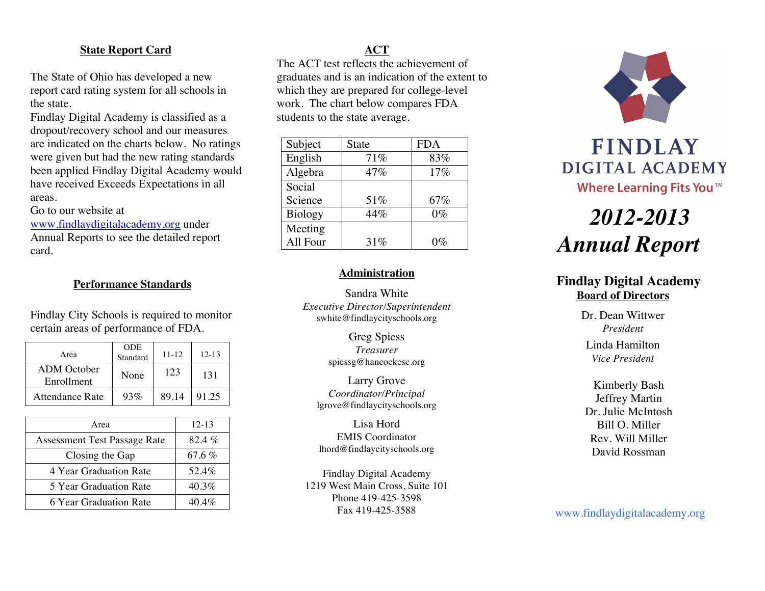## State Report Card

The State of Ohio has developed a new report card rating system for all schools in the state.

Findlay Digital Academy is classified as a dropout/recovery school and our measures are indicated on the charts below. No ratings were given but had the new rating standards been applied Findlay Digital Academy would have received Exceeds Expectations in all areas.

Go to our website at [www.findlaydigitalacademy.org](http://www.findlaydigitalacademy.org) under Annual Reports to see the detailed report card.

## Performance Standards

Findlay City Schools is required to monitor certain areas of performance of FDA.

| Area | ODE Standard | 11-12 | 12-13 |
|---|---|---|---|
| ADM October Enrollment | None | 123 | 131 |
| Attendance Rate | 93% | 89.14 | 91.25 |

| Area | 12-13 |
|---|---|
| Assessment Test Passage Rate | 82.4 % |
| Closing the Gap | 67.6 % |
| 4 Year Graduation Rate | 52.4% |
| 5 Year Graduation Rate | 40.3% |
| 6 Year Graduation Rate | 40.4% |

## ACT

The ACT test reflects the achievement of graduates and is an indication of the extent to which they are prepared for college-level work. The chart below compares FDA students to the state average.

| Subject | State | FDA |
|---|---|---|
| English | 71% | 83% |
| Algebra | 47% | 17% |
| Social Science | 51% | 67% |
| Biology | 44% | 0% |
| Meeting All Four | 31% | 0% |

## Administration

Sandra White
*Executive Director/Superintendent*
swhite@findlaycityschools.org

Greg Spiess
*Treasurer*
spiessg@hancockesc.org

Larry Grove
*Coordinator/Principal*
lgrove@findlaycityschools.org

Lisa Hord
EMIS Coordinator
lhord@findlaycityschools.org

Findlay Digital Academy
1219 West Main Cross, Suite 101
Phone 419-425-3598
Fax 419-425-3588

# FINDLAY DIGITAL ACADEMY

Where Learning Fits You™

# *2012-2013 Annual Report*

## Findlay Digital Academy Board of Directors

Dr. Dean Wittwer
*President*

Linda Hamilton
*Vice President*

Kimberly Bash
Jeffrey Martin
Dr. Julie McIntosh
Bill O. Miller
Rev. Will Miller
David Rossman

www.findlaydigitalacademy.org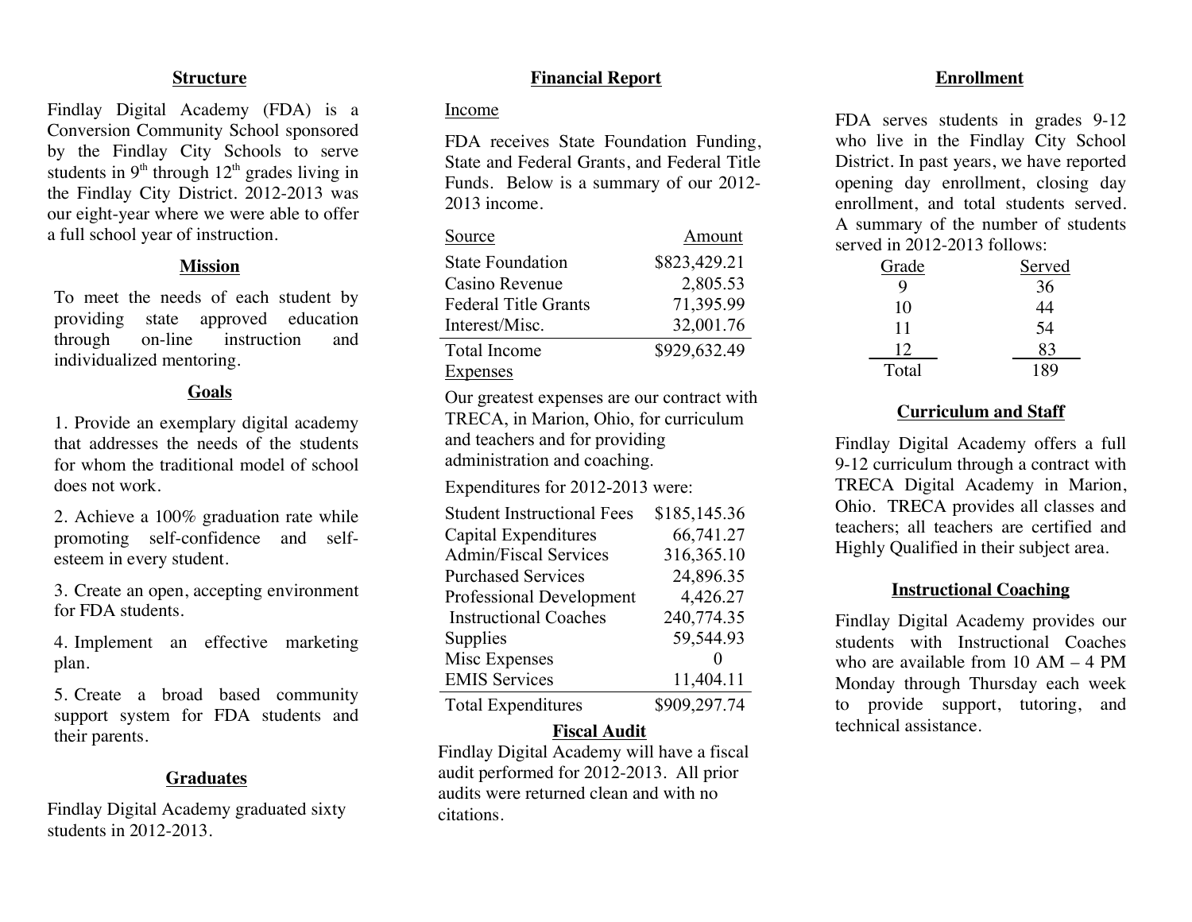## Structure

Findlay Digital Academy (FDA) is a Conversion Community School sponsored by the Findlay City Schools to serve students in 9th through 12th grades living in the Findlay City District. 2012-2013 was our eight-year where we were able to offer a full school year of instruction.

## Mission

To meet the needs of each student by providing state approved education through on-line instruction and individualized mentoring.

## Goals

1. Provide an exemplary digital academy that addresses the needs of the students for whom the traditional model of school does not work.
2. Achieve a 100% graduation rate while promoting self-confidence and self-esteem in every student.
3. Create an open, accepting environment for FDA students.
4. Implement an effective marketing plan.
5. Create a broad based community support system for FDA students and their parents.

## Graduates

Findlay Digital Academy graduated sixty students in 2012-2013.

## Financial Report

### Income

FDA receives State Foundation Funding, State and Federal Grants, and Federal Title Funds. Below is a summary of our 2012-2013 income.

| Source | Amount |
|---|---|
| State Foundation | $823,429.21 |
| Casino Revenue | 2,805.53 |
| Federal Title Grants | 71,395.99 |
| Interest/Misc. | 32,001.76 |
| Total Income | $929,632.49 |

### Expenses

Our greatest expenses are our contract with TRECA, in Marion, Ohio, for curriculum and teachers and for providing administration and coaching.

Expenditures for 2012-2013 were:

| | |
|---|---|
| Student Instructional Fees | $185,145.36 |
| Capital Expenditures | 66,741.27 |
| Admin/Fiscal Services | 316,365.10 |
| Purchased Services | 24,896.35 |
| Professional Development | 4,426.27 |
| Instructional Coaches | 240,774.35 |
| Supplies | 59,544.93 |
| Misc Expenses | 0 |
| EMIS Services | 11,404.11 |
| Total Expenditures | $909,297.74 |

## Fiscal Audit

Findlay Digital Academy will have a fiscal audit performed for 2012-2013. All prior audits were returned clean and with no citations.

## Enrollment

FDA serves students in grades 9-12 who live in the Findlay City School District. In past years, we have reported opening day enrollment, closing day enrollment, and total students served. A summary of the number of students served in 2012-2013 follows:

| Grade | Served |
|---|---|
| 9 | 36 |
| 10 | 44 |
| 11 | 54 |
| 12 | 83 |
| Total | 189 |

## Curriculum and Staff

Findlay Digital Academy offers a full 9-12 curriculum through a contract with TRECA Digital Academy in Marion, Ohio. TRECA provides all classes and teachers; all teachers are certified and Highly Qualified in their subject area.

## Instructional Coaching

Findlay Digital Academy provides our students with Instructional Coaches who are available from 10 AM – 4 PM Monday through Thursday each week to provide support, tutoring, and technical assistance.